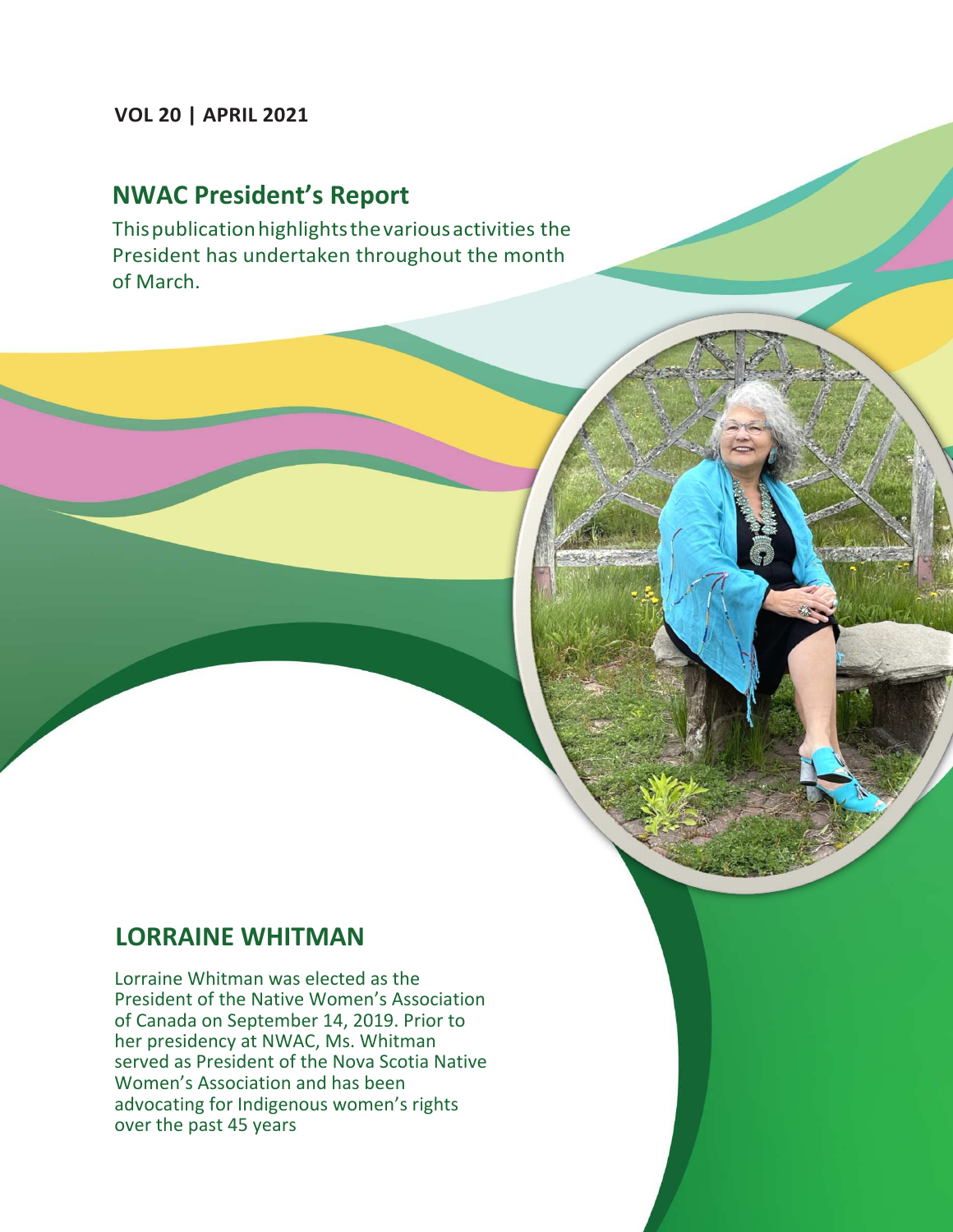**VOL 20 | APRIL 2021**

# NWAC President's Report

This publication highlights the various activities the President has undertaken throughout the month of March.

## LORRAINE WHITMAN

Lorraine Whitman was elected as the President of the Native Women's Association of Canada on September 14, 2019. Prior to her presidency at NWAC, Ms. Whitman served as President of the Nova Scotia Native Women's Association and has been advocating for Indigenous women's rights over the past 45 years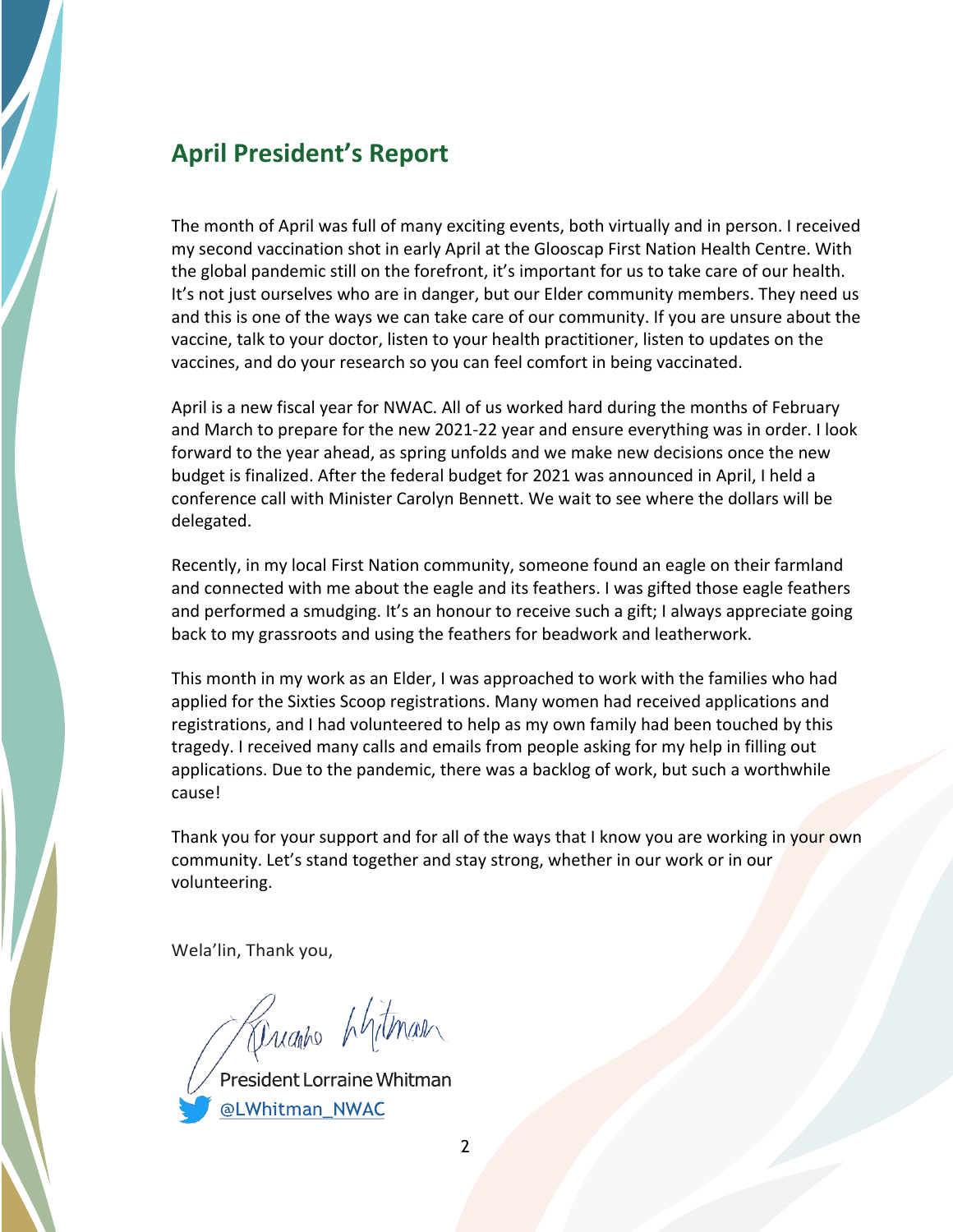## April President's Report

The month of April was full of many exciting events, both virtually and in person. I received my second vaccination shot in early April at the Glooscap First Nation Health Centre. With the global pandemic still on the forefront, it's important for us to take care of our health. It's not just ourselves who are in danger, but our Elder community members. They need us and this is one of the ways we can take care of our community. If you are unsure about the vaccine, talk to your doctor, listen to your health practitioner, listen to updates on the vaccines, and do your research so you can feel comfort in being vaccinated.

April is a new fiscal year for NWAC. All of us worked hard during the months of February and March to prepare for the new 2021-22 year and ensure everything was in order. I look forward to the year ahead, as spring unfolds and we make new decisions once the new budget is finalized. After the federal budget for 2021 was announced in April, I held a conference call with Minister Carolyn Bennett. We wait to see where the dollars will be delegated.

Recently, in my local First Nation community, someone found an eagle on their farmland and connected with me about the eagle and its feathers. I was gifted those eagle feathers and performed a smudging. It's an honour to receive such a gift; I always appreciate going back to my grassroots and using the feathers for beadwork and leatherwork.

This month in my work as an Elder, I was approached to work with the families who had applied for the Sixties Scoop registrations. Many women had received applications and registrations, and I had volunteered to help as my own family had been touched by this tragedy. I received many calls and emails from people asking for my help in filling out applications. Due to the pandemic, there was a backlog of work, but such a worthwhile cause!

Thank you for your support and for all of the ways that I know you are working in your own community. Let's stand together and stay strong, whether in our work or in our volunteering.

Wela'lin, Thank you,

President Lorraine Whitman
@LWhitman_NWAC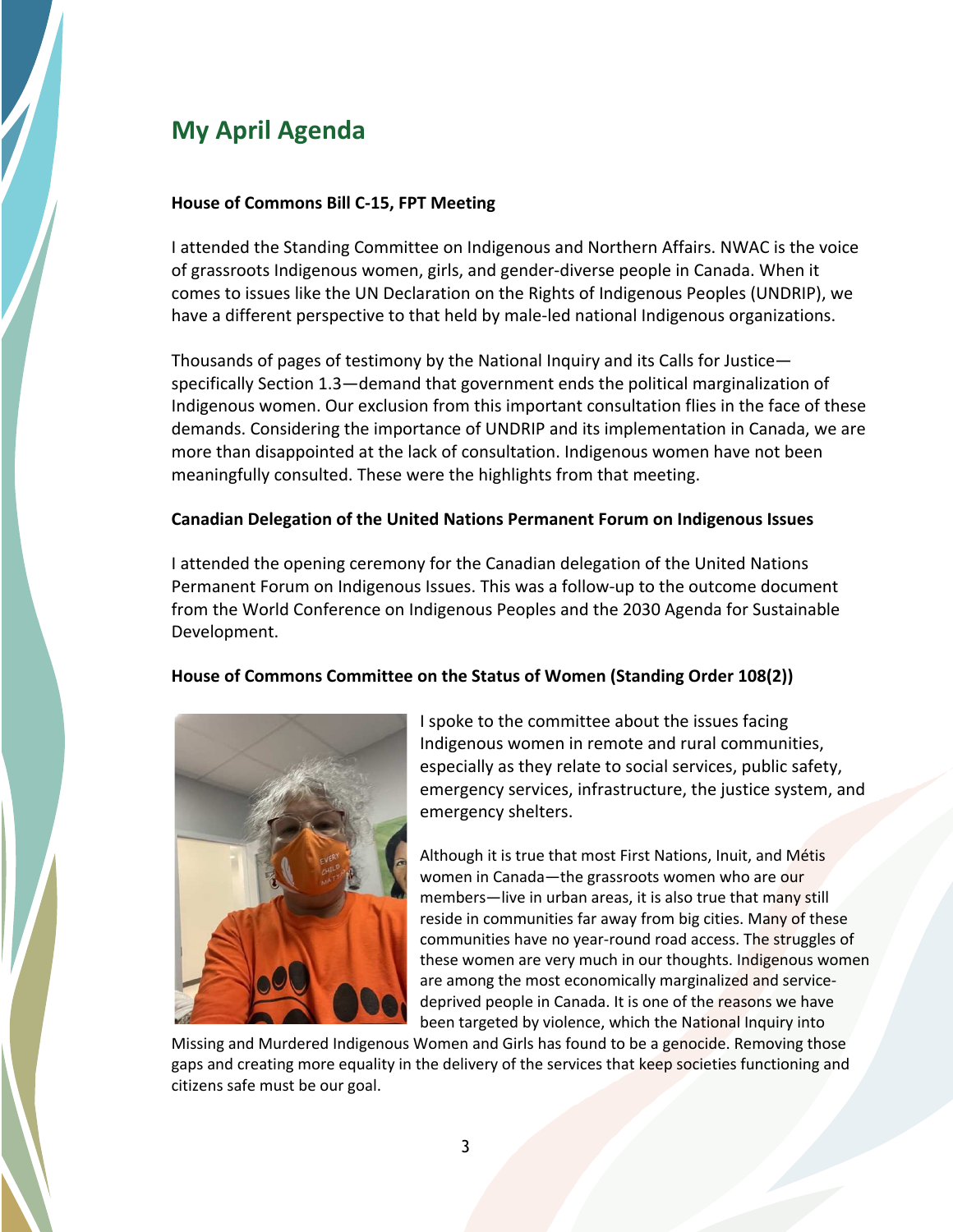## My April Agenda

**House of Commons Bill C-15, FPT Meeting**

I attended the Standing Committee on Indigenous and Northern Affairs. NWAC is the voice of grassroots Indigenous women, girls, and gender-diverse people in Canada. When it comes to issues like the UN Declaration on the Rights of Indigenous Peoples (UNDRIP), we have a different perspective to that held by male-led national Indigenous organizations.

Thousands of pages of testimony by the National Inquiry and its Calls for Justice—specifically Section 1.3—demand that government ends the political marginalization of Indigenous women. Our exclusion from this important consultation flies in the face of these demands. Considering the importance of UNDRIP and its implementation in Canada, we are more than disappointed at the lack of consultation. Indigenous women have not been meaningfully consulted. These were the highlights from that meeting.

**Canadian Delegation of the United Nations Permanent Forum on Indigenous Issues**

I attended the opening ceremony for the Canadian delegation of the United Nations Permanent Forum on Indigenous Issues. This was a follow-up to the outcome document from the World Conference on Indigenous Peoples and the 2030 Agenda for Sustainable Development.

**House of Commons Committee on the Status of Women (Standing Order 108(2))**

I spoke to the committee about the issues facing Indigenous women in remote and rural communities, especially as they relate to social services, public safety, emergency services, infrastructure, the justice system, and emergency shelters.

Although it is true that most First Nations, Inuit, and Métis women in Canada—the grassroots women who are our members—live in urban areas, it is also true that many still reside in communities far away from big cities. Many of these communities have no year-round road access. The struggles of these women are very much in our thoughts. Indigenous women are among the most economically marginalized and service-deprived people in Canada. It is one of the reasons we have been targeted by violence, which the National Inquiry into Missing and Murdered Indigenous Women and Girls has found to be a genocide. Removing those gaps and creating more equality in the delivery of the services that keep societies functioning and citizens safe must be our goal.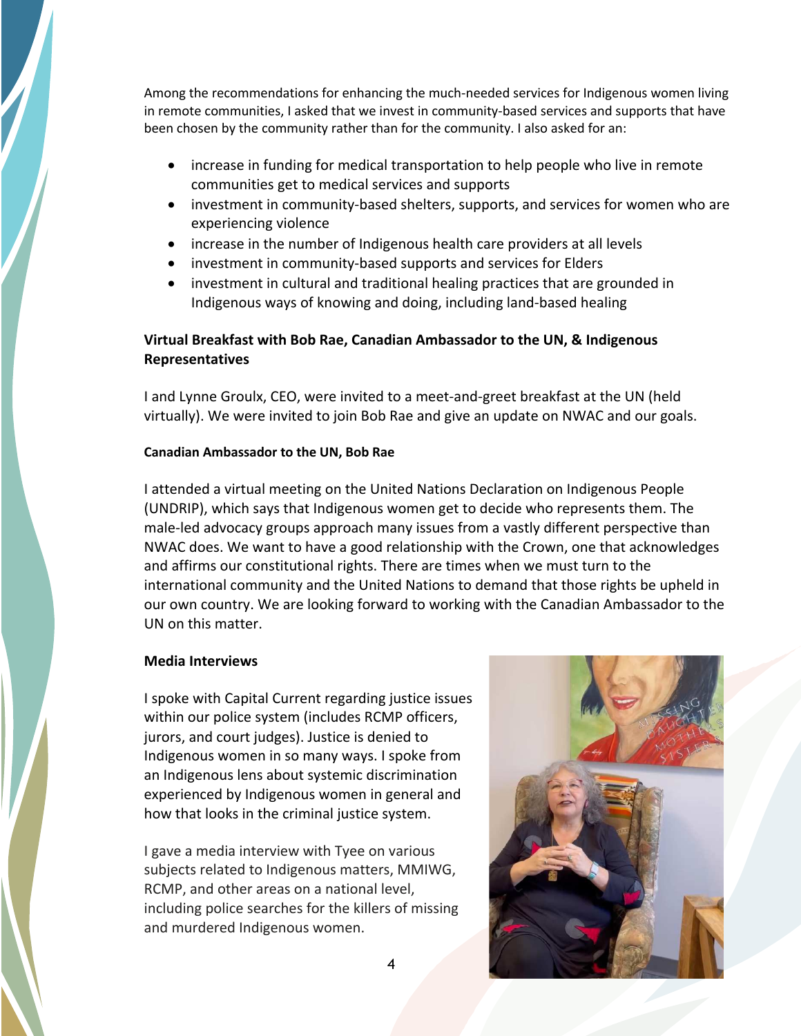Among the recommendations for enhancing the much-needed services for Indigenous women living in remote communities, I asked that we invest in community-based services and supports that have been chosen by the community rather than for the community. I also asked for an:

- increase in funding for medical transportation to help people who live in remote communities get to medical services and supports
- investment in community-based shelters, supports, and services for women who are experiencing violence
- increase in the number of Indigenous health care providers at all levels
- investment in community-based supports and services for Elders
- investment in cultural and traditional healing practices that are grounded in Indigenous ways of knowing and doing, including land-based healing

**Virtual Breakfast with Bob Rae, Canadian Ambassador to the UN, & Indigenous Representatives**

I and Lynne Groulx, CEO, were invited to a meet-and-greet breakfast at the UN (held virtually). We were invited to join Bob Rae and give an update on NWAC and our goals.

**Canadian Ambassador to the UN, Bob Rae**

I attended a virtual meeting on the United Nations Declaration on Indigenous People (UNDRIP), which says that Indigenous women get to decide who represents them. The male-led advocacy groups approach many issues from a vastly different perspective than NWAC does. We want to have a good relationship with the Crown, one that acknowledges and affirms our constitutional rights. There are times when we must turn to the international community and the United Nations to demand that those rights be upheld in our own country. We are looking forward to working with the Canadian Ambassador to the UN on this matter.

**Media Interviews**

I spoke with Capital Current regarding justice issues within our police system (includes RCMP officers, jurors, and court judges). Justice is denied to Indigenous women in so many ways. I spoke from an Indigenous lens about systemic discrimination experienced by Indigenous women in general and how that looks in the criminal justice system.

I gave a media interview with Tyee on various subjects related to Indigenous matters, MMIWG, RCMP, and other areas on a national level, including police searches for the killers of missing and murdered Indigenous women.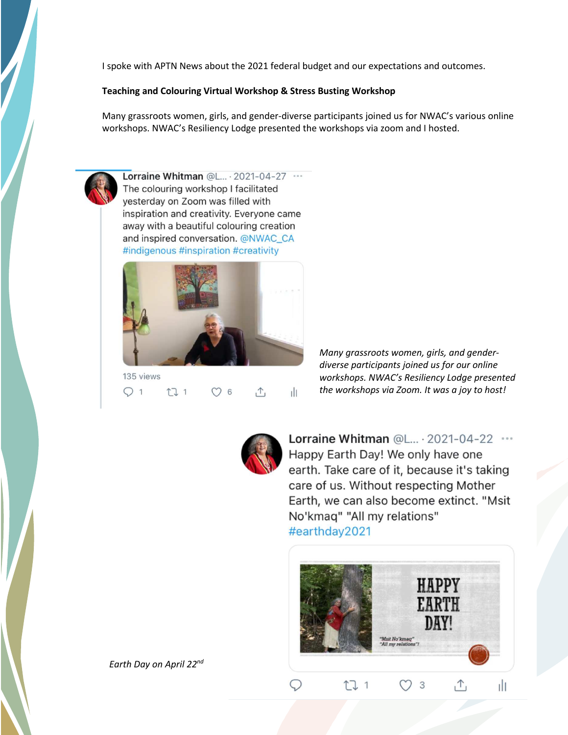I spoke with APTN News about the 2021 federal budget and our expectations and outcomes.

**Teaching and Colouring Virtual Workshop & Stress Busting Workshop**

Many grassroots women, girls, and gender-diverse participants joined us for NWAC's various online workshops. NWAC's Resiliency Lodge presented the workshops via zoom and I hosted.

Lorraine Whitman @L... · 2021-04-27
The colouring workshop I facilitated yesterday on Zoom was filled with inspiration and creativity. Everyone came away with a beautiful colouring creation and inspired conversation. @NWAC_CA #indigenous #inspiration #creativity

135 views

*Many grassroots women, girls, and gender-diverse participants joined us for our online workshops. NWAC's Resiliency Lodge presented the workshops via Zoom. It was a joy to host!*

Lorraine Whitman @L... · 2021-04-22
Happy Earth Day! We only have one earth. Take care of it, because it's taking care of us. Without respecting Mother Earth, we can also become extinct. "Msit No'kmaq" "All my relations" #earthday2021

HAPPY EARTH DAY!

"Msit No'kmaq" "All my relations"!

*Earth Day on April 22nd*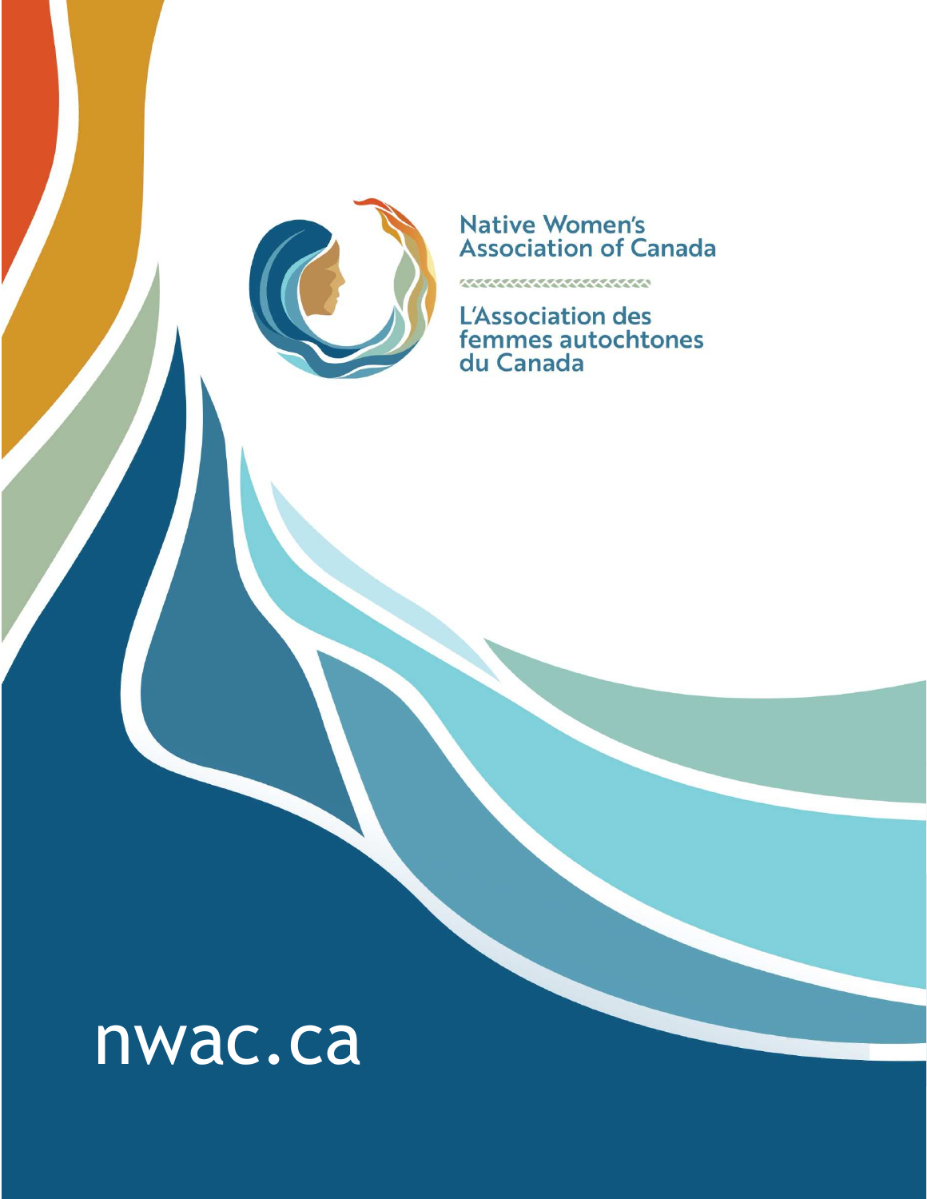Native Women's Association of Canada

L'Association des femmes autochtones du Canada

nwac.ca